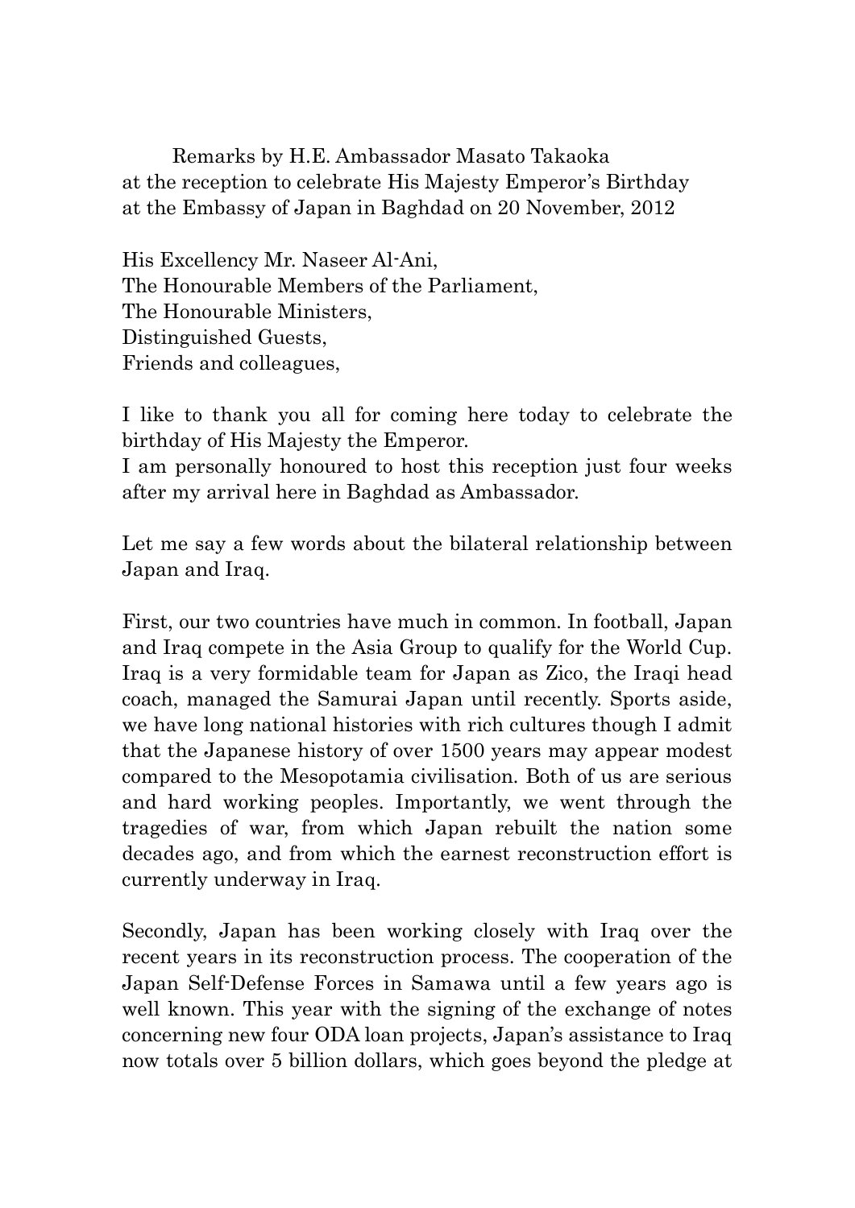Remarks by H.E. Ambassador Masato Takaoka
at the reception to celebrate His Majesty Emperor's Birthday
at the Embassy of Japan in Baghdad on 20 November, 2012

His Excellency Mr. Naseer Al-Ani,
The Honourable Members of the Parliament,
The Honourable Ministers,
Distinguished Guests,
Friends and colleagues,

I like to thank you all for coming here today to celebrate the birthday of His Majesty the Emperor.
I am personally honoured to host this reception just four weeks after my arrival here in Baghdad as Ambassador.

Let me say a few words about the bilateral relationship between Japan and Iraq.

First, our two countries have much in common. In football, Japan and Iraq compete in the Asia Group to qualify for the World Cup. Iraq is a very formidable team for Japan as Zico, the Iraqi head coach, managed the Samurai Japan until recently. Sports aside, we have long national histories with rich cultures though I admit that the Japanese history of over 1500 years may appear modest compared to the Mesopotamia civilisation. Both of us are serious and hard working peoples. Importantly, we went through the tragedies of war, from which Japan rebuilt the nation some decades ago, and from which the earnest reconstruction effort is currently underway in Iraq.

Secondly, Japan has been working closely with Iraq over the recent years in its reconstruction process. The cooperation of the Japan Self-Defense Forces in Samawa until a few years ago is well known. This year with the signing of the exchange of notes concerning new four ODA loan projects, Japan's assistance to Iraq now totals over 5 billion dollars, which goes beyond the pledge at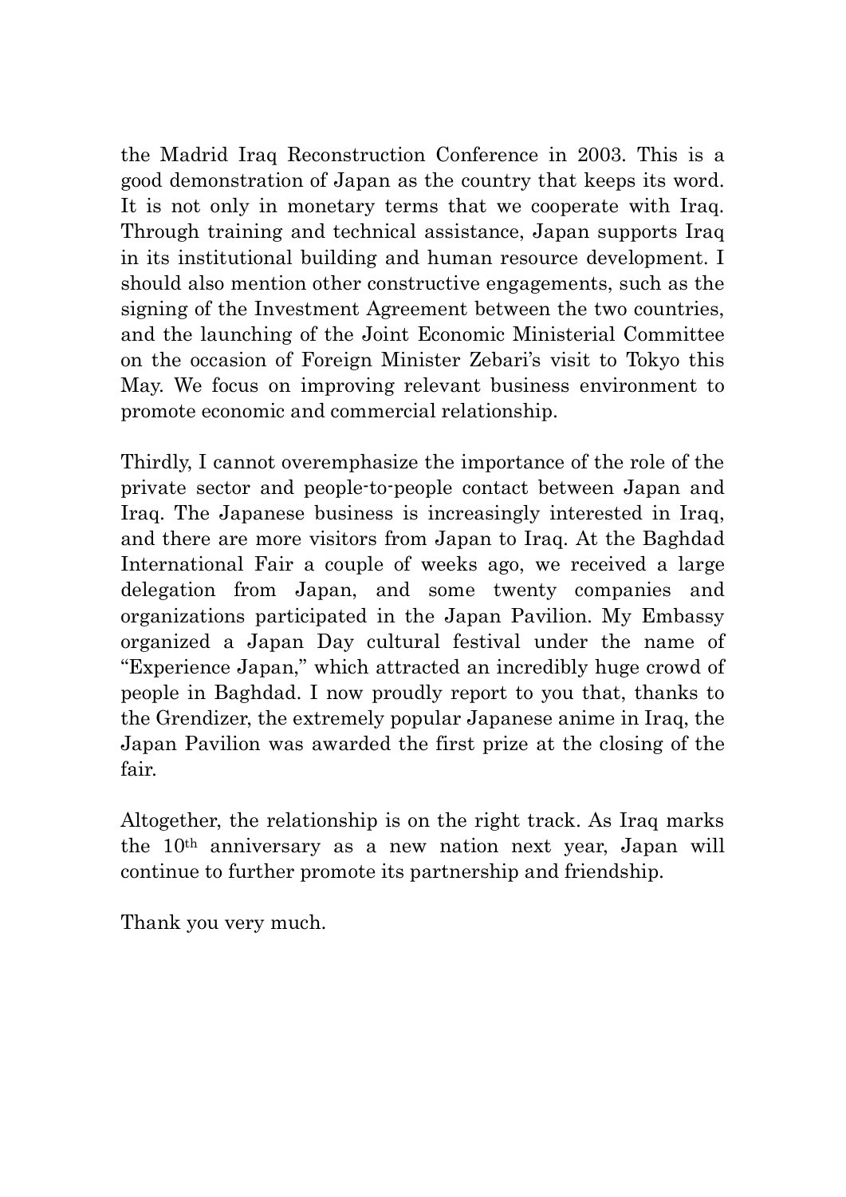the Madrid Iraq Reconstruction Conference in 2003. This is a good demonstration of Japan as the country that keeps its word. It is not only in monetary terms that we cooperate with Iraq. Through training and technical assistance, Japan supports Iraq in its institutional building and human resource development. I should also mention other constructive engagements, such as the signing of the Investment Agreement between the two countries, and the launching of the Joint Economic Ministerial Committee on the occasion of Foreign Minister Zebari's visit to Tokyo this May. We focus on improving relevant business environment to promote economic and commercial relationship.

Thirdly, I cannot overemphasize the importance of the role of the private sector and people-to-people contact between Japan and Iraq. The Japanese business is increasingly interested in Iraq, and there are more visitors from Japan to Iraq. At the Baghdad International Fair a couple of weeks ago, we received a large delegation from Japan, and some twenty companies and organizations participated in the Japan Pavilion. My Embassy organized a Japan Day cultural festival under the name of "Experience Japan," which attracted an incredibly huge crowd of people in Baghdad. I now proudly report to you that, thanks to the Grendizer, the extremely popular Japanese anime in Iraq, the Japan Pavilion was awarded the first prize at the closing of the fair.

Altogether, the relationship is on the right track. As Iraq marks the 10th anniversary as a new nation next year, Japan will continue to further promote its partnership and friendship.

Thank you very much.